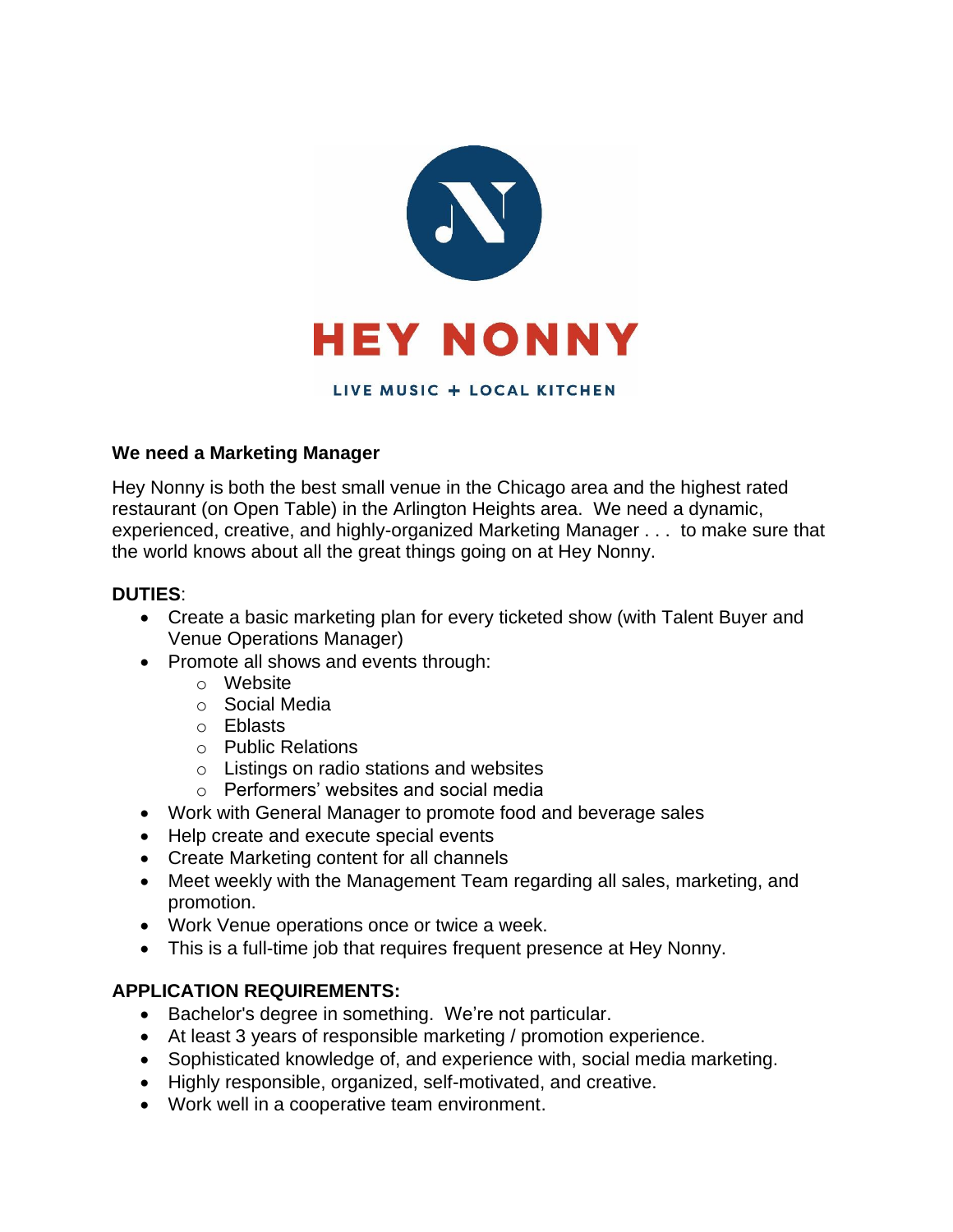# HEY NONNY

LIVE MUSIC + LOCAL KITCHEN

**We need a Marketing Manager**

Hey Nonny is both the best small venue in the Chicago area and the highest rated restaurant (on Open Table) in the Arlington Heights area. We need a dynamic, experienced, creative, and highly-organized Marketing Manager . . . to make sure that the world knows about all the great things going on at Hey Nonny.

**DUTIES**:

- Create a basic marketing plan for every ticketed show (with Talent Buyer and Venue Operations Manager)
- Promote all shows and events through:
  - Website
  - Social Media
  - Eblasts
  - Public Relations
  - Listings on radio stations and websites
  - Performers' websites and social media
- Work with General Manager to promote food and beverage sales
- Help create and execute special events
- Create Marketing content for all channels
- Meet weekly with the Management Team regarding all sales, marketing, and promotion.
- Work Venue operations once or twice a week.
- This is a full-time job that requires frequent presence at Hey Nonny.

**APPLICATION REQUIREMENTS:**

- Bachelor's degree in something. We're not particular.
- At least 3 years of responsible marketing / promotion experience.
- Sophisticated knowledge of, and experience with, social media marketing.
- Highly responsible, organized, self-motivated, and creative.
- Work well in a cooperative team environment.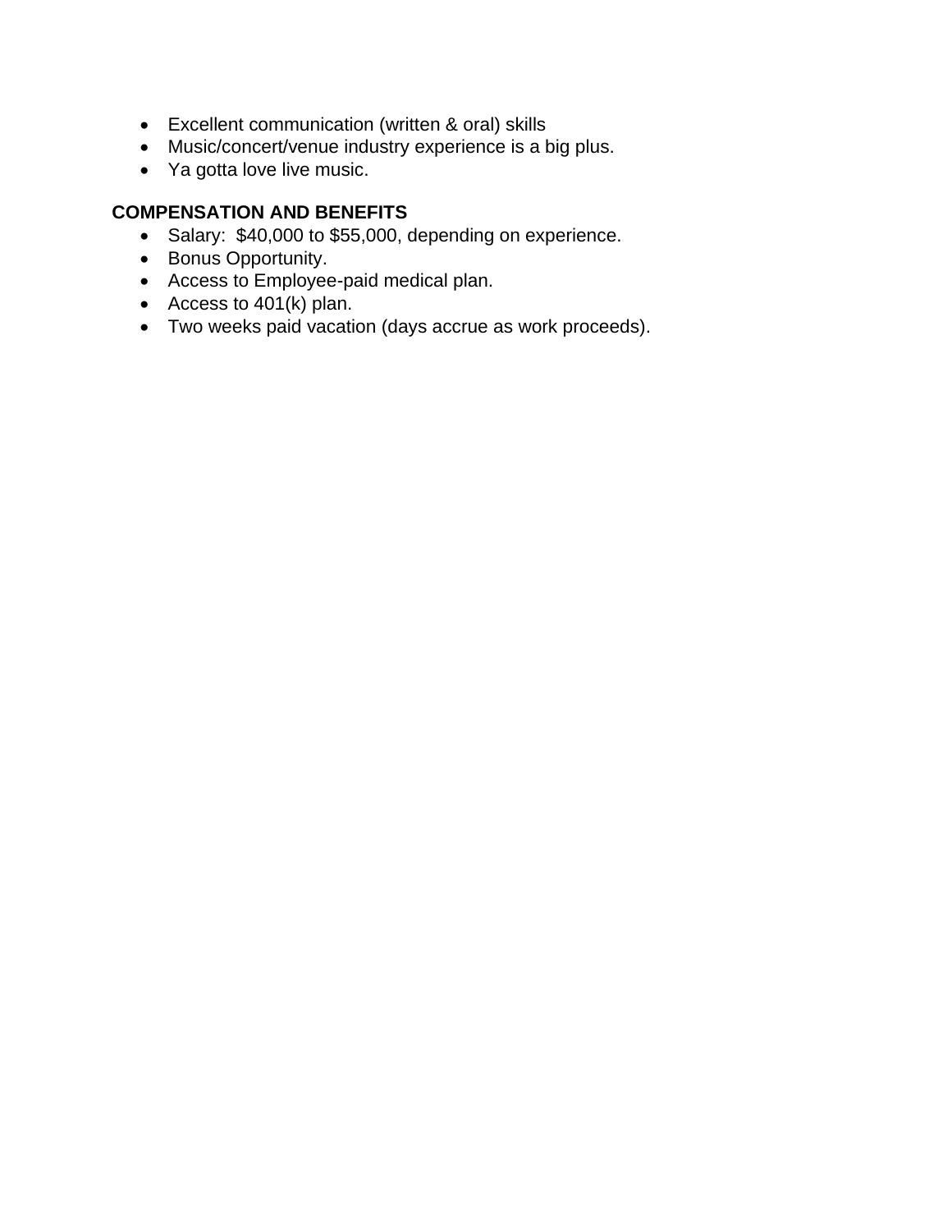- Excellent communication (written & oral) skills
- Music/concert/venue industry experience is a big plus.
- Ya gotta love live music.

**COMPENSATION AND BENEFITS**

- Salary: $40,000 to $55,000, depending on experience.
- Bonus Opportunity.
- Access to Employee-paid medical plan.
- Access to 401(k) plan.
- Two weeks paid vacation (days accrue as work proceeds).